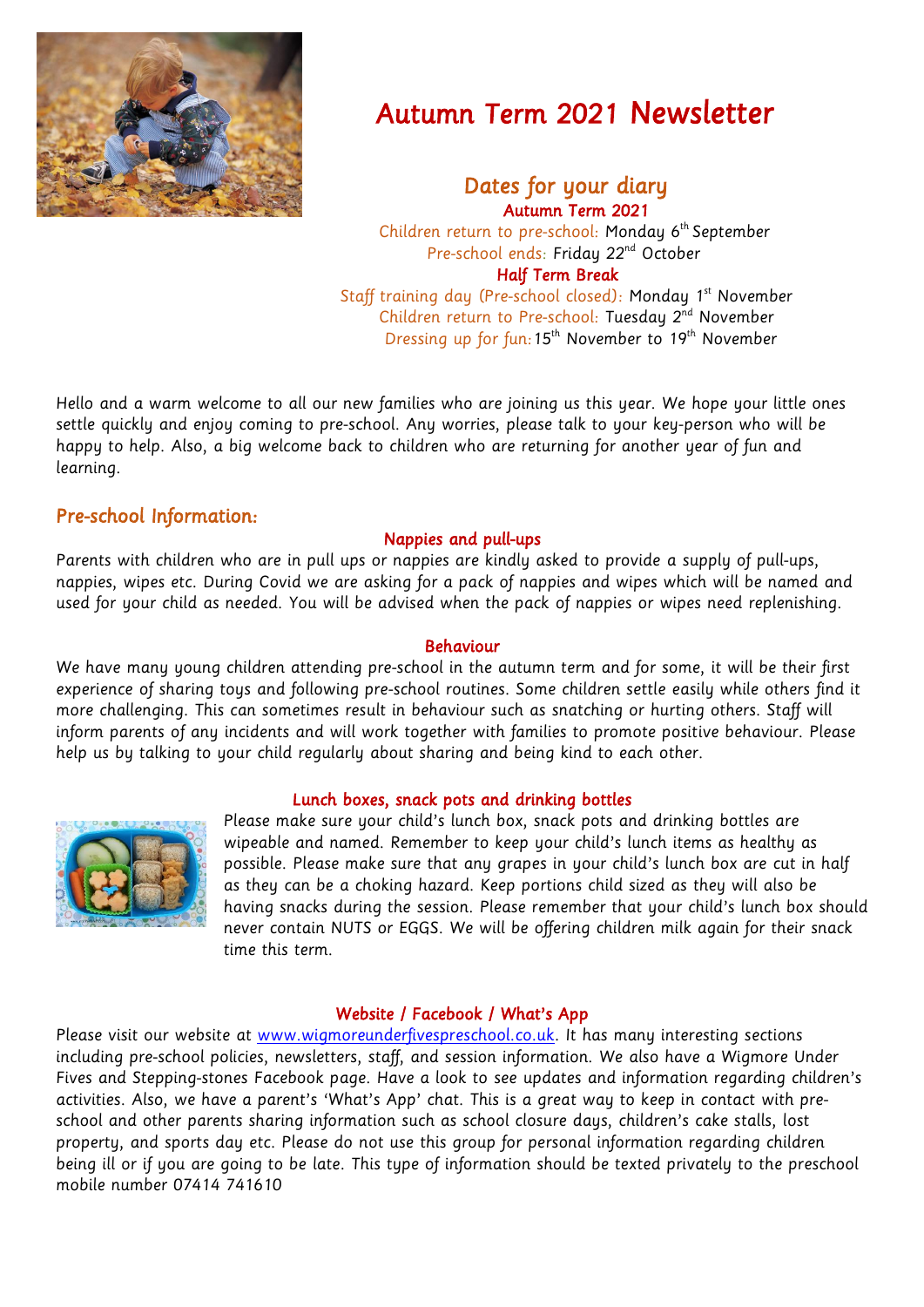# Autumn Term 2021 Newsletter

## Dates for your diary

**Autumn Term 2021**

Children return to pre-school: Monday 6th September
Pre-school ends: Friday 22nd October

**Half Term Break**

Staff training day (Pre-school closed): Monday 1st November
Children return to Pre-school: Tuesday 2nd November
Dressing up for fun: 15th November to 19th November

Hello and a warm welcome to all our new families who are joining us this year. We hope your little ones settle quickly and enjoy coming to pre-school. Any worries, please talk to your key-person who will be happy to help. Also, a big welcome back to children who are returning for another year of fun and learning.

## Pre-school Information:

### Nappies and pull-ups

Parents with children who are in pull ups or nappies are kindly asked to provide a supply of pull-ups, nappies, wipes etc. During Covid we are asking for a pack of nappies and wipes which will be named and used for your child as needed. You will be advised when the pack of nappies or wipes need replenishing.

### Behaviour

We have many young children attending pre-school in the autumn term and for some, it will be their first experience of sharing toys and following pre-school routines. Some children settle easily while others find it more challenging. This can sometimes result in behaviour such as snatching or hurting others. Staff will inform parents of any incidents and will work together with families to promote positive behaviour. Please help us by talking to your child regularly about sharing and being kind to each other.

### Lunch boxes, snack pots and drinking bottles

Please make sure your child's lunch box, snack pots and drinking bottles are wipeable and named. Remember to keep your child's lunch items as healthy as possible. Please make sure that any grapes in your child's lunch box are cut in half as they can be a choking hazard. Keep portions child sized as they will also be having snacks during the session. Please remember that your child's lunch box should never contain NUTS or EGGS. We will be offering children milk again for their snack time this term.

### Website / Facebook / What's App

Please visit our website at www.wigmoreunderfivespreschool.co.uk. It has many interesting sections including pre-school policies, newsletters, staff, and session information. We also have a Wigmore Under Fives and Stepping-stones Facebook page. Have a look to see updates and information regarding children's activities. Also, we have a parent's 'What's App' chat. This is a great way to keep in contact with pre-school and other parents sharing information such as school closure days, children's cake stalls, lost property, and sports day etc. Please do not use this group for personal information regarding children being ill or if you are going to be late. This type of information should be texted privately to the preschool mobile number 07414 741610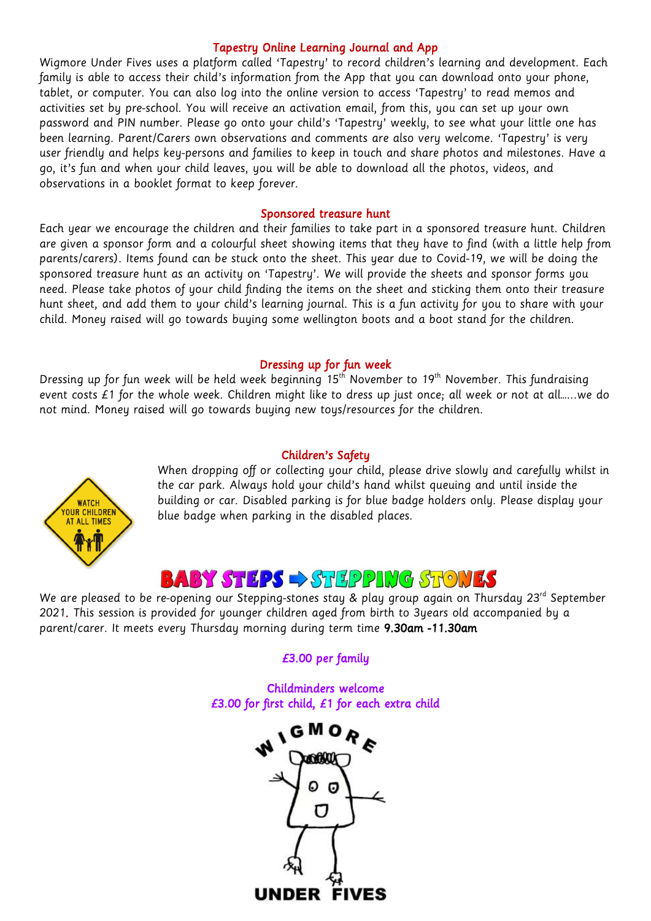## Tapestry Online Learning Journal and App

Wigmore Under Fives uses a platform called 'Tapestry' to record children's learning and development. Each family is able to access their child's information from the App that you can download onto your phone, tablet, or computer. You can also log into the online version to access 'Tapestry' to read memos and activities set by pre-school. You will receive an activation email, from this, you can set up your own password and PIN number. Please go onto your child's 'Tapestry' weekly, to see what your little one has been learning. Parent/Carers own observations and comments are also very welcome. 'Tapestry' is very user friendly and helps key-persons and families to keep in touch and share photos and milestones. Have a go, it's fun and when your child leaves, you will be able to download all the photos, videos, and observations in a booklet format to keep forever.

## Sponsored treasure hunt

Each year we encourage the children and their families to take part in a sponsored treasure hunt. Children are given a sponsor form and a colourful sheet showing items that they have to find (with a little help from parents/carers). Items found can be stuck onto the sheet. This year due to Covid-19, we will be doing the sponsored treasure hunt as an activity on 'Tapestry'. We will provide the sheets and sponsor forms you need. Please take photos of your child finding the items on the sheet and sticking them onto their treasure hunt sheet, and add them to your child's learning journal. This is a fun activity for you to share with your child. Money raised will go towards buying some wellington boots and a boot stand for the children.

## Dressing up for fun week

Dressing up for fun week will be held week beginning 15th November to 19th November. This fundraising event costs £1 for the whole week. Children might like to dress up just once; all week or not at all…..we do not mind. Money raised will go towards buying new toys/resources for the children.

## Children's Safety

When dropping off or collecting your child, please drive slowly and carefully whilst in the car park. Always hold your child's hand whilst queuing and until inside the building or car. Disabled parking is for blue badge holders only. Please display your blue badge when parking in the disabled places.

## BABY STEPS ⇨ STEPPING STONES

We are pleased to be re-opening our Stepping-stones stay & play group again on Thursday 23rd September 2021. This session is provided for younger children aged from birth to 3years old accompanied by a parent/carer. It meets every Thursday morning during term time **9.30am -11.30am**

£3.00 per family

Childminders welcome
£3.00 for first child, £1 for each extra child

WIGMORE
UNDER FIVES